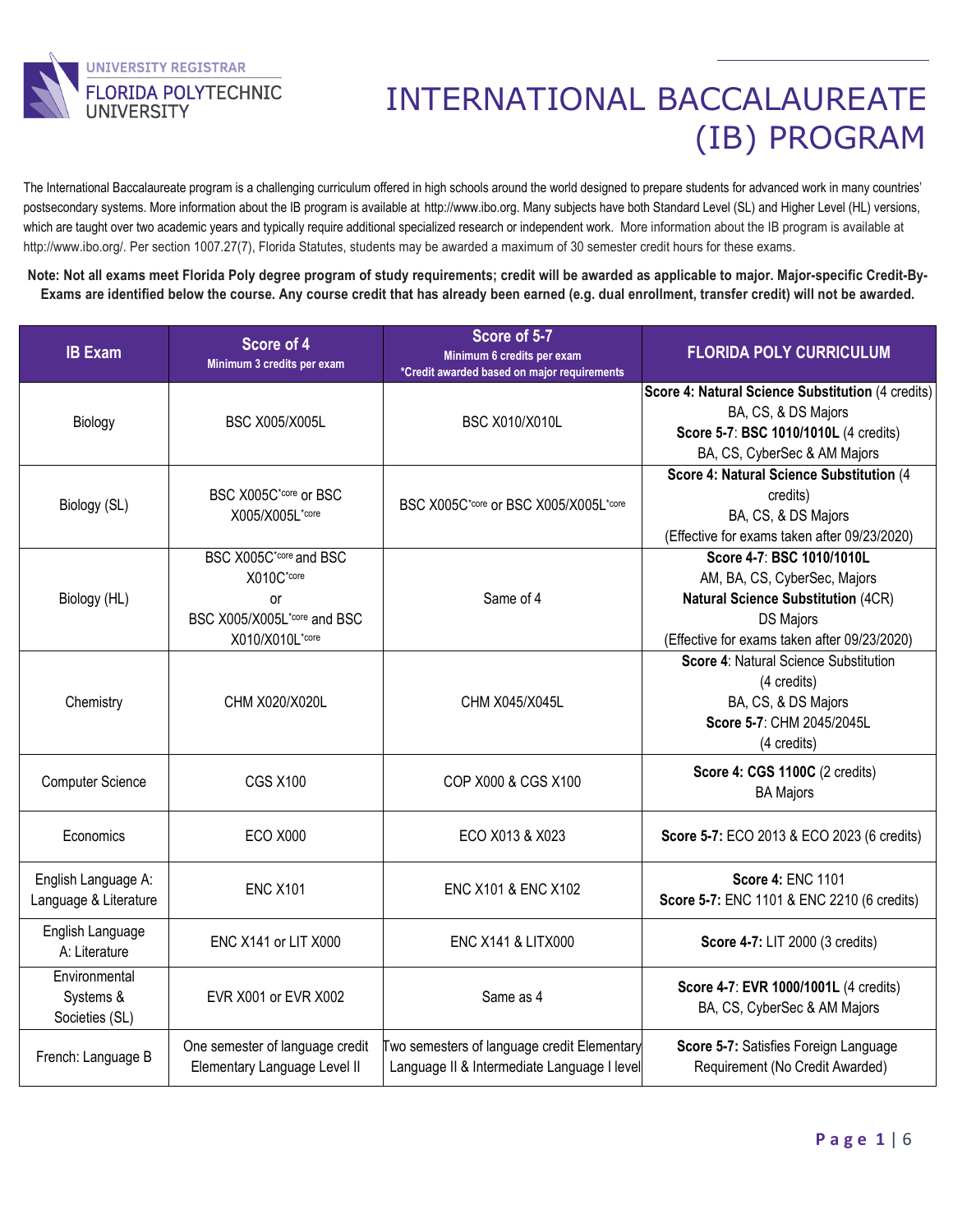UNIVERSITY REGISTRAR
FLORIDA POLYTECHNIC UNIVERSITY

# INTERNATIONAL BACCALAUREATE (IB) PROGRAM

The International Baccalaureate program is a challenging curriculum offered in high schools around the world designed to prepare students for advanced work in many countries' postsecondary systems. More information about the IB program is available at http://www.ibo.org. Many subjects have both Standard Level (SL) and Higher Level (HL) versions, which are taught over two academic years and typically require additional specialized research or independent work. More information about the IB program is available at http://www.ibo.org/. Per section 1007.27(7), Florida Statutes, students may be awarded a maximum of 30 semester credit hours for these exams.

**Note: Not all exams meet Florida Poly degree program of study requirements; credit will be awarded as applicable to major. Major-specific Credit-By-Exams are identified below the course. Any course credit that has already been earned (e.g. dual enrollment, transfer credit) will not be awarded.**

| IB Exam | Score of 4<br>Minimum 3 credits per exam | Score of 5-7<br>Minimum 6 credits per exam<br>*Credit awarded based on major requirements | FLORIDA POLY CURRICULUM |
|---|---|---|---|
| Biology | BSC X005/X005L | BSC X010/X010L | **Score 4: Natural Science Substitution** (4 credits)<br>BA, CS, & DS Majors<br>**Score 5-7**: **BSC 1010/1010L** (4 credits)<br>BA, CS, CyberSec & AM Majors |
| Biology (SL) | BSC X005C*core or BSC X005/X005L*core | BSC X005C*core or BSC X005/X005L*core | **Score 4: Natural Science Substitution** (4 credits)<br>BA, CS, & DS Majors<br>(Effective for exams taken after 09/23/2020) |
| Biology (HL) | BSC X005C*core and BSC X010C*core<br>or<br>BSC X005/X005L*core and BSC X010/X010L*core | Same of 4 | **Score 4-7**: **BSC 1010/1010L**<br>AM, BA, CS, CyberSec, Majors<br>**Natural Science Substitution** (4CR)<br>DS Majors<br>(Effective for exams taken after 09/23/2020) |
| Chemistry | CHM X020/X020L | CHM X045/X045L | **Score 4**: Natural Science Substitution (4 credits)<br>BA, CS, & DS Majors<br>**Score 5-7**: CHM 2045/2045L (4 credits) |
| Computer Science | CGS X100 | COP X000 & CGS X100 | **Score 4: CGS 1100C** (2 credits)<br>BA Majors |
| Economics | ECO X000 | ECO X013 & X023 | **Score 5-7:** ECO 2013 & ECO 2023 (6 credits) |
| English Language A: Language & Literature | ENC X101 | ENC X101 & ENC X102 | **Score 4:** ENC 1101<br>**Score 5-7:** ENC 1101 & ENC 2210 (6 credits) |
| English Language A: Literature | ENC X141 or LIT X000 | ENC X141 & LITX000 | **Score 4-7:** LIT 2000 (3 credits) |
| Environmental Systems & Societies (SL) | EVR X001 or EVR X002 | Same as 4 | **Score 4-7**: **EVR 1000/1001L** (4 credits)<br>BA, CS, CyberSec & AM Majors |
| French: Language B | One semester of language credit Elementary Language Level II | Two semesters of language credit Elementary Language II & Intermediate Language I level | **Score 5-7:** Satisfies Foreign Language Requirement (No Credit Awarded) |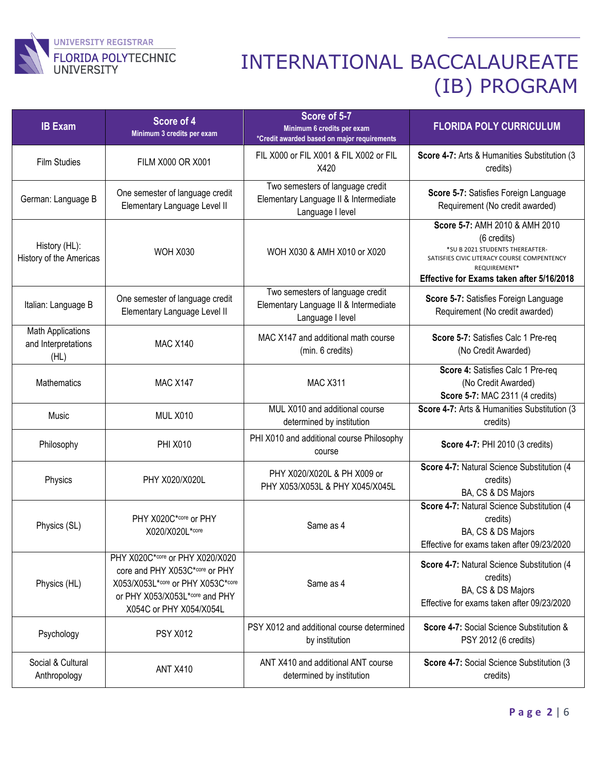# INTERNATIONAL BACCALAUREATE (IB) PROGRAM

| IB Exam | Score of 4 Minimum 3 credits per exam | Score of 5-7 Minimum 6 credits per exam *Credit awarded based on major requirements | FLORIDA POLY CURRICULUM |
|---|---|---|---|
| Film Studies | FILM X000 OR X001 | FIL X000 or FIL X001 & FIL X002 or FIL X420 | **Score 4-7:** Arts & Humanities Substitution (3 credits) |
| German: Language B | One semester of language credit Elementary Language Level II | Two semesters of language credit Elementary Language II & Intermediate Language I level | **Score 5-7:** Satisfies Foreign Language Requirement (No credit awarded) |
| History (HL): History of the Americas | WOH X030 | WOH X030 & AMH X010 or X020 | **Score 5-7:** AMH 2010 & AMH 2010 (6 credits) *SU B 2021 STUDENTS THEREAFTER- SATISFIES CIVIC LITERACY COURSE COMPENTENCY REQUIREMENT* **Effective for Exams taken after 5/16/2018** |
| Italian: Language B | One semester of language credit Elementary Language Level II | Two semesters of language credit Elementary Language II & Intermediate Language I level | **Score 5-7:** Satisfies Foreign Language Requirement (No credit awarded) |
| Math Applications and Interpretations (HL) | MAC X140 | MAC X147 and additional math course (min. 6 credits) | **Score 5-7:** Satisfies Calc 1 Pre-req (No Credit Awarded) |
| Mathematics | MAC X147 | MAC X311 | **Score 4:** Satisfies Calc 1 Pre-req (No Credit Awarded) **Score 5-7:** MAC 2311 (4 credits) |
| Music | MUL X010 | MUL X010 and additional course determined by institution | **Score 4-7:** Arts & Humanities Substitution (3 credits) |
| Philosophy | PHI X010 | PHI X010 and additional course Philosophy course | **Score 4-7:** PHI 2010 (3 credits) |
| Physics | PHY X020/X020L | PHY X020/X020L & PH X009 or PHY X053/X053L & PHY X045/X045L | **Score 4-7:** Natural Science Substitution (4 credits) BA, CS & DS Majors |
| Physics (SL) | PHY X020C*core or PHY X020/X020L*core | Same as 4 | **Score 4-7:** Natural Science Substitution (4 credits) BA, CS & DS Majors Effective for exams taken after 09/23/2020 |
| Physics (HL) | PHY X020C*core or PHY X020/X020 core and PHY X053C*core or PHY X053/X053L*core or PHY X053C*core or PHY X053/X053L*core and PHY X054C or PHY X054/X054L | Same as 4 | **Score 4-7:** Natural Science Substitution (4 credits) BA, CS & DS Majors Effective for exams taken after 09/23/2020 |
| Psychology | PSY X012 | PSY X012 and additional course determined by institution | **Score 4-7:** Social Science Substitution & PSY 2012 (6 credits) |
| Social & Cultural Anthropology | ANT X410 | ANT X410 and additional ANT course determined by institution | **Score 4-7:** Social Science Substitution (3 credits) |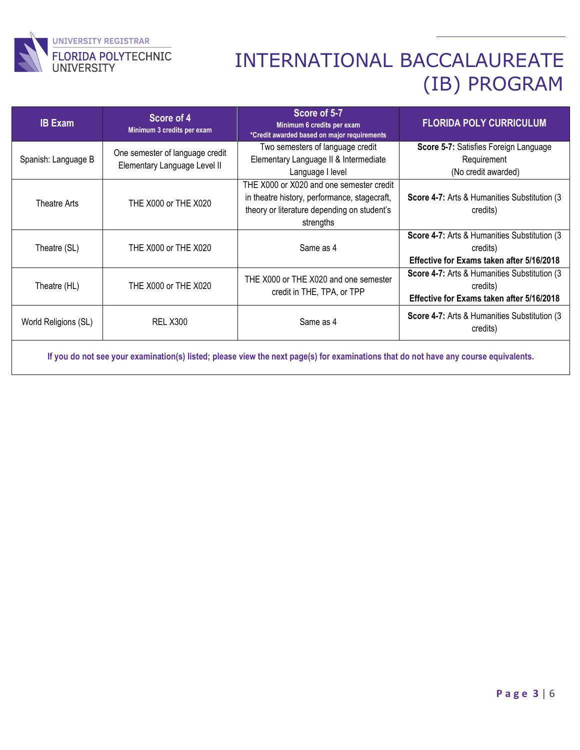# INTERNATIONAL BACCALAUREATE (IB) PROGRAM

| IB Exam | Score of 4<br>Minimum 3 credits per exam | Score of 5-7<br>Minimum 6 credits per exam<br>*Credit awarded based on major requirements | FLORIDA POLY CURRICULUM |
|---|---|---|---|
| Spanish: Language B | One semester of language credit Elementary Language Level II | Two semesters of language credit Elementary Language II & Intermediate Language I level | **Score 5-7:** Satisfies Foreign Language Requirement (No credit awarded) |
| Theatre Arts | THE X000 or THE X020 | THE X000 or X020 and one semester credit in theatre history, performance, stagecraft, theory or literature depending on student's strengths | **Score 4-7:** Arts & Humanities Substitution (3 credits) |
| Theatre (SL) | THE X000 or THE X020 | Same as 4 | **Score 4-7:** Arts & Humanities Substitution (3 credits)<br>**Effective for Exams taken after 5/16/2018** |
| Theatre (HL) | THE X000 or THE X020 | THE X000 or THE X020 and one semester credit in THE, TPA, or TPP | **Score 4-7:** Arts & Humanities Substitution (3 credits)<br>**Effective for Exams taken after 5/16/2018** |
| World Religions (SL) | REL X300 | Same as 4 | **Score 4-7:** Arts & Humanities Substitution (3 credits) |

**If you do not see your examination(s) listed; please view the next page(s) for examinations that do not have any course equivalents.**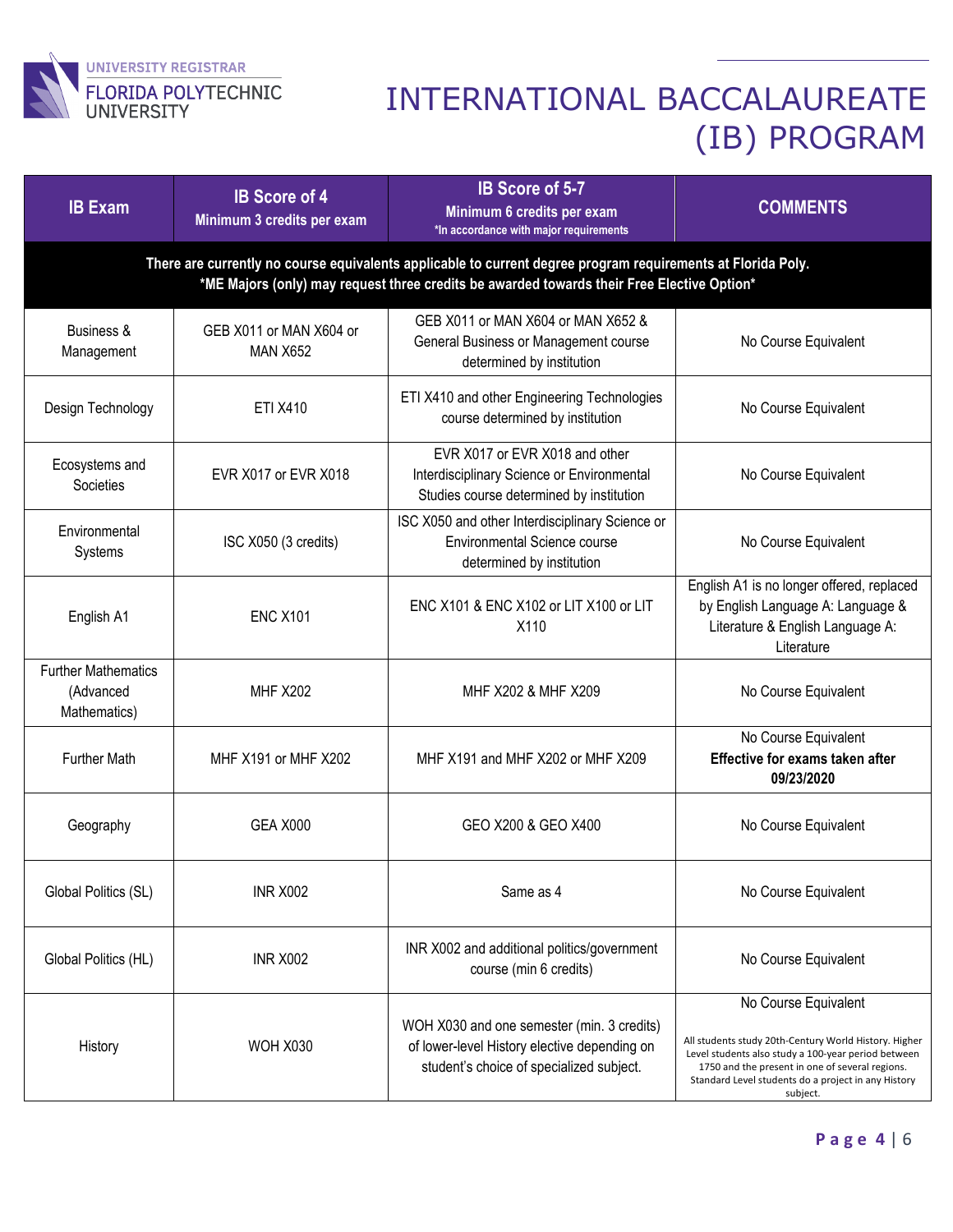# INTERNATIONAL BACCALAUREATE (IB) PROGRAM

| IB Exam | IB Score of 4<br>Minimum 3 credits per exam | IB Score of 5-7<br>Minimum 6 credits per exam<br>*In accordance with major requirements | COMMENTS |
|---|---|---|---|
| **There are currently no course equivalents applicable to current degree program requirements at Florida Poly.<br>*ME Majors (only) may request three credits be awarded towards their Free Elective Option*** | | | |
| Business & Management | GEB X011 or MAN X604 or MAN X652 | GEB X011 or MAN X604 or MAN X652 & General Business or Management course determined by institution | No Course Equivalent |
| Design Technology | ETI X410 | ETI X410 and other Engineering Technologies course determined by institution | No Course Equivalent |
| Ecosystems and Societies | EVR X017 or EVR X018 | EVR X017 or EVR X018 and other Interdisciplinary Science or Environmental Studies course determined by institution | No Course Equivalent |
| Environmental Systems | ISC X050 (3 credits) | ISC X050 and other Interdisciplinary Science or Environmental Science course determined by institution | No Course Equivalent |
| English A1 | ENC X101 | ENC X101 & ENC X102 or LIT X100 or LIT X110 | English A1 is no longer offered, replaced by English Language A: Language & Literature & English Language A: Literature |
| Further Mathematics (Advanced Mathematics) | MHF X202 | MHF X202 & MHF X209 | No Course Equivalent |
| Further Math | MHF X191 or MHF X202 | MHF X191 and MHF X202 or MHF X209 | No Course Equivalent<br>**Effective for exams taken after 09/23/2020** |
| Geography | GEA X000 | GEO X200 & GEO X400 | No Course Equivalent |
| Global Politics (SL) | INR X002 | Same as 4 | No Course Equivalent |
| Global Politics (HL) | INR X002 | INR X002 and additional politics/government course (min 6 credits) | No Course Equivalent |
| History | WOH X030 | WOH X030 and one semester (min. 3 credits) of lower-level History elective depending on student's choice of specialized subject. | No Course Equivalent<br>All students study 20th-Century World History. Higher Level students also study a 100-year period between 1750 and the present in one of several regions. Standard Level students do a project in any History subject. |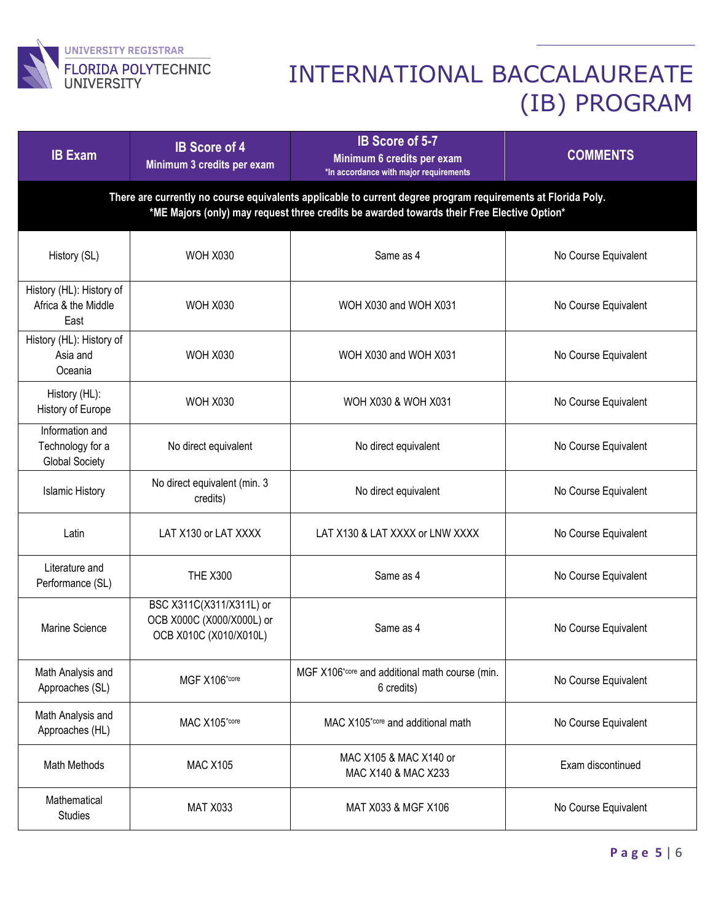# INTERNATIONAL BACCALAUREATE (IB) PROGRAM

| IB Exam | IB Score of 4<br>Minimum 3 credits per exam | IB Score of 5-7<br>Minimum 6 credits per exam<br>*In accordance with major requirements | COMMENTS |
|---|---|---|---|
| There are currently no course equivalents applicable to current degree program requirements at Florida Poly.<br>*ME Majors (only) may request three credits be awarded towards their Free Elective Option* | | | |
| History (SL) | WOH X030 | Same as 4 | No Course Equivalent |
| History (HL): History of Africa & the Middle East | WOH X030 | WOH X030 and WOH X031 | No Course Equivalent |
| History (HL): History of Asia and Oceania | WOH X030 | WOH X030 and WOH X031 | No Course Equivalent |
| History (HL): History of Europe | WOH X030 | WOH X030 & WOH X031 | No Course Equivalent |
| Information and Technology for a Global Society | No direct equivalent | No direct equivalent | No Course Equivalent |
| Islamic History | No direct equivalent (min. 3 credits) | No direct equivalent | No Course Equivalent |
| Latin | LAT X130 or LAT XXXX | LAT X130 & LAT XXXX or LNW XXXX | No Course Equivalent |
| Literature and Performance (SL) | THE X300 | Same as 4 | No Course Equivalent |
| Marine Science | BSC X311C(X311/X311L) or OCB X000C (X000/X000L) or OCB X010C (X010/X010L) | Same as 4 | No Course Equivalent |
| Math Analysis and Approaches (SL) | MGF X106*core | MGF X106*core and additional math course (min. 6 credits) | No Course Equivalent |
| Math Analysis and Approaches (HL) | MAC X105*core | MAC X105*core and additional math | No Course Equivalent |
| Math Methods | MAC X105 | MAC X105 & MAC X140 or MAC X140 & MAC X233 | Exam discontinued |
| Mathematical Studies | MAT X033 | MAT X033 & MGF X106 | No Course Equivalent |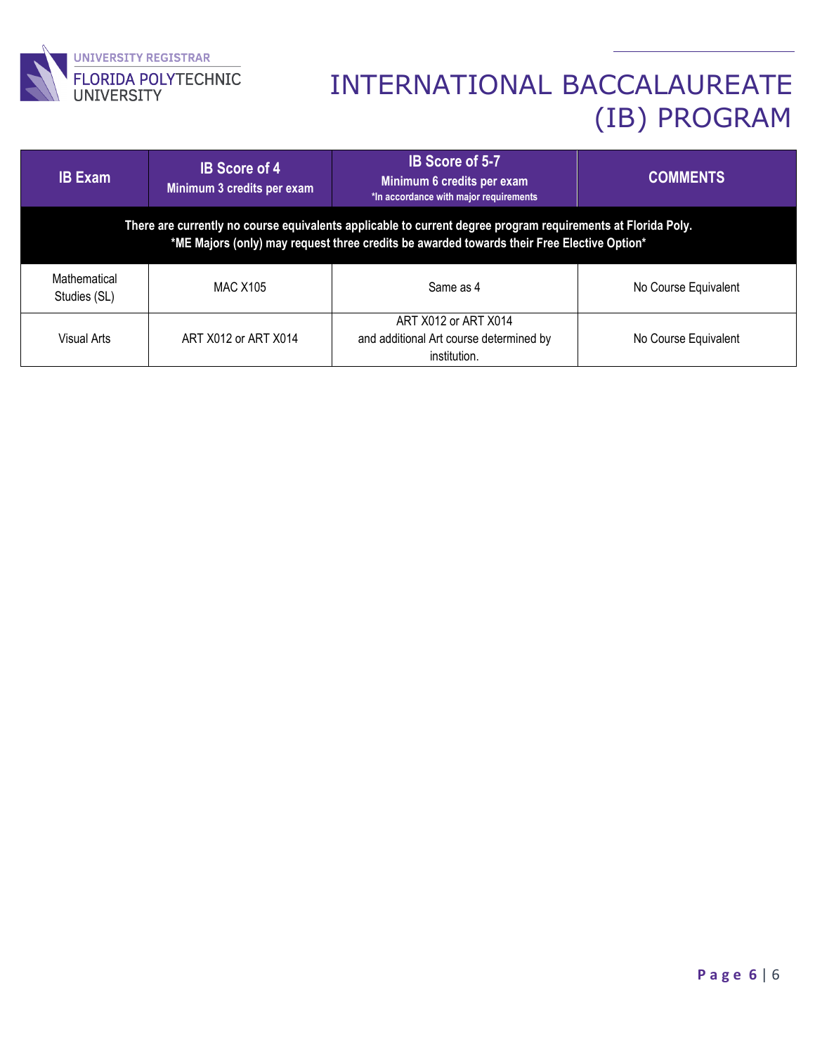UNIVERSITY REGISTRAR
FLORIDA POLYTECHNIC UNIVERSITY

# INTERNATIONAL BACCALAUREATE (IB) PROGRAM

| IB Exam | IB Score of 4<br>Minimum 3 credits per exam | IB Score of 5-7<br>Minimum 6 credits per exam<br>*In accordance with major requirements | COMMENTS |
|---|---|---|---|
| **There are currently no course equivalents applicable to current degree program requirements at Florida Poly.<br>*ME Majors (only) may request three credits be awarded towards their Free Elective Option*** | | | |
| Mathematical Studies (SL) | MAC X105 | Same as 4 | No Course Equivalent |
| Visual Arts | ART X012 or ART X014 | ART X012 or ART X014 and additional Art course determined by institution. | No Course Equivalent |